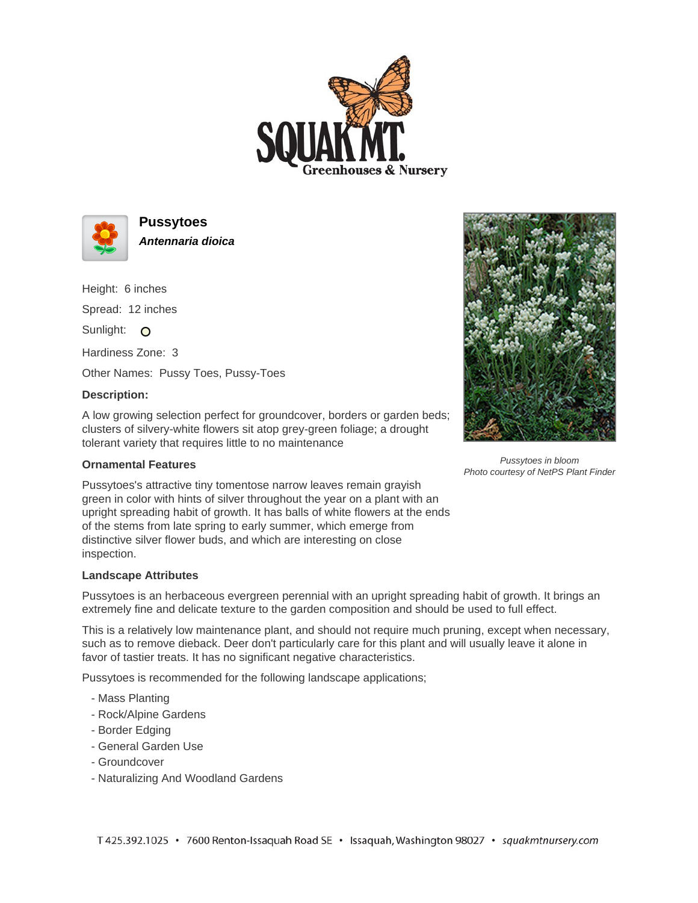# Pussytoes

***Antennaria dioica***

Height: 6 inches

Spread: 12 inches

Sunlight: O

Hardiness Zone: 3

Other Names: Pussy Toes, Pussy-Toes

**Description:**

A low growing selection perfect for groundcover, borders or garden beds; clusters of silvery-white flowers sit atop grey-green foliage; a drought tolerant variety that requires little to no maintenance

*Pussytoes in bloom*
*Photo courtesy of NetPS Plant Finder*

## Ornamental Features

Pussytoes's attractive tiny tomentose narrow leaves remain grayish green in color with hints of silver throughout the year on a plant with an upright spreading habit of growth. It has balls of white flowers at the ends of the stems from late spring to early summer, which emerge from distinctive silver flower buds, and which are interesting on close inspection.

## Landscape Attributes

Pussytoes is an herbaceous evergreen perennial with an upright spreading habit of growth. It brings an extremely fine and delicate texture to the garden composition and should be used to full effect.

This is a relatively low maintenance plant, and should not require much pruning, except when necessary, such as to remove dieback. Deer don't particularly care for this plant and will usually leave it alone in favor of tastier treats. It has no significant negative characteristics.

Pussytoes is recommended for the following landscape applications;

- Mass Planting
- Rock/Alpine Gardens
- Border Edging
- General Garden Use
- Groundcover
- Naturalizing And Woodland Gardens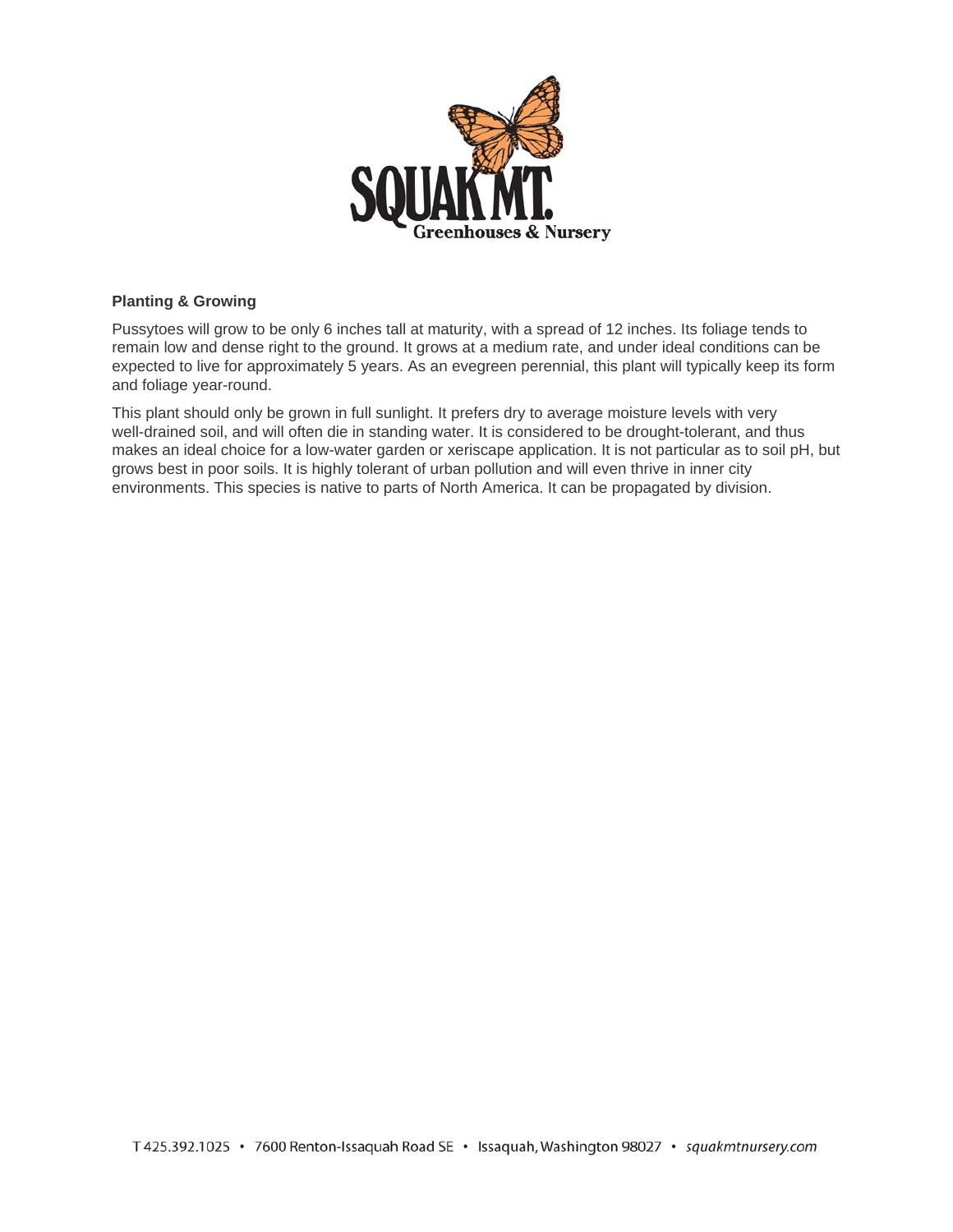**Planting & Growing**

Pussytoes will grow to be only 6 inches tall at maturity, with a spread of 12 inches. Its foliage tends to remain low and dense right to the ground. It grows at a medium rate, and under ideal conditions can be expected to live for approximately 5 years. As an evegreen perennial, this plant will typically keep its form and foliage year-round.

This plant should only be grown in full sunlight. It prefers dry to average moisture levels with very well-drained soil, and will often die in standing water. It is considered to be drought-tolerant, and thus makes an ideal choice for a low-water garden or xeriscape application. It is not particular as to soil pH, but grows best in poor soils. It is highly tolerant of urban pollution and will even thrive in inner city environments. This species is native to parts of North America. It can be propagated by division.